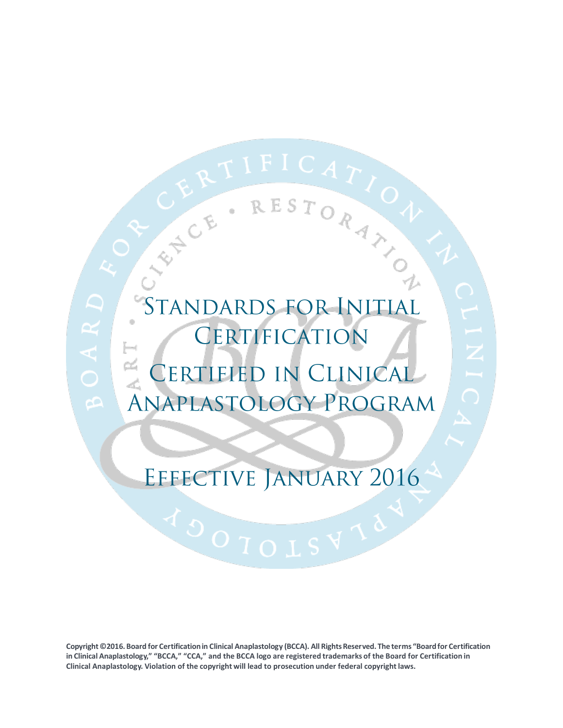# Standards for Initial Certification

# Certified in Clinical Anaplastology Program

## Effective January 2016

**Copyright ©2016. Board for Certification in Clinical Anaplastology (BCCA). All Rights Reserved. The terms "Board for Certification in Clinical Anaplastology," "BCCA," "CCA," and the BCCA logo are registered trademarks of the Board for Certification in Clinical Anaplastology. Violation of the copyright will lead to prosecution under federal copyright laws.**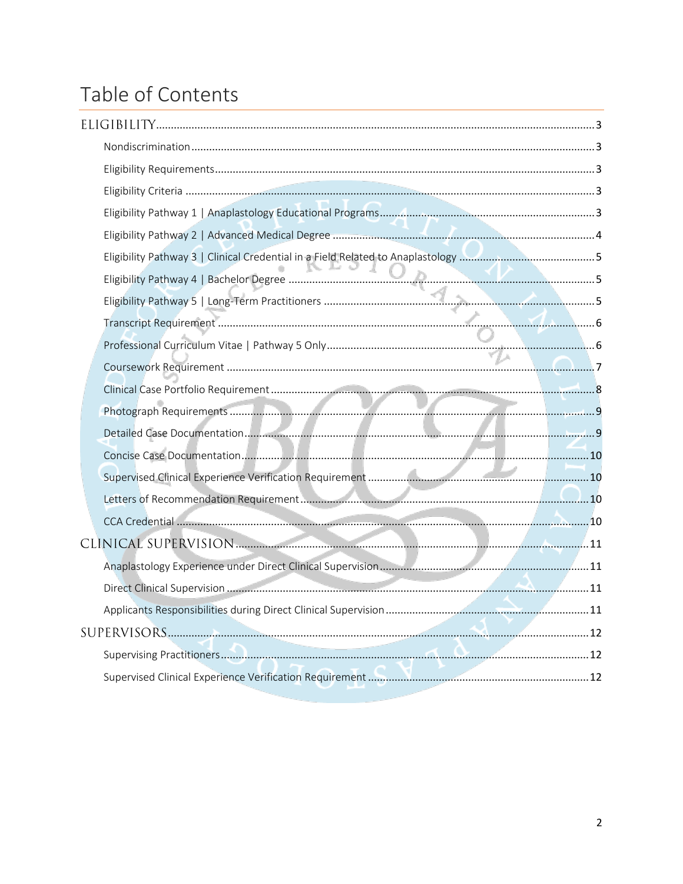# Table of Contents

ELIGIBILITY.....3

- Nondiscrimination.....3
- Eligibility Requirements.....3
- Eligibility Criteria.....3
- Eligibility Pathway 1 | Anaplastology Educational Programs.....3
- Eligibility Pathway 2 | Advanced Medical Degree.....4
- Eligibility Pathway 3 | Clinical Credential in a Field Related to Anaplastology.....5
- Eligibility Pathway 4 | Bachelor Degree.....5
- Eligibility Pathway 5 | Long-Term Practitioners.....5
- Transcript Requirement.....6
- Professional Curriculum Vitae | Pathway 5 Only.....6
- Coursework Requirement.....7
- Clinical Case Portfolio Requirement.....8
- Photograph Requirements.....9
- Detailed Case Documentation.....9
- Concise Case Documentation.....10
- Supervised Clinical Experience Verification Requirement.....10
- Letters of Recommendation Requirement.....10
- CCA Credential.....10

CLINICAL SUPERVISION.....11

- Anaplastology Experience under Direct Clinical Supervision.....11
- Direct Clinical Supervision.....11
- Applicants Responsibilities during Direct Clinical Supervision.....11

SUPERVISORS.....12

- Supervising Practitioners.....12
- Supervised Clinical Experience Verification Requirement.....12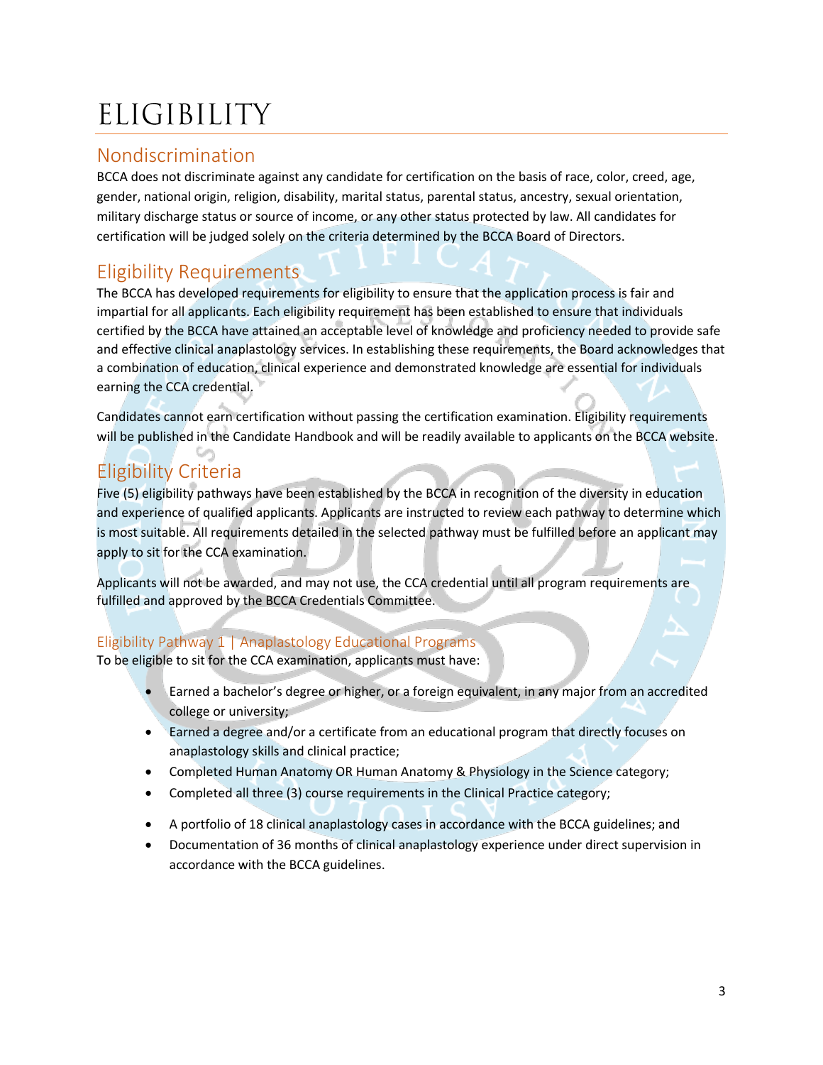# ELIGIBILITY

## Nondiscrimination

BCCA does not discriminate against any candidate for certification on the basis of race, color, creed, age, gender, national origin, religion, disability, marital status, parental status, ancestry, sexual orientation, military discharge status or source of income, or any other status protected by law. All candidates for certification will be judged solely on the criteria determined by the BCCA Board of Directors.

## Eligibility Requirements

The BCCA has developed requirements for eligibility to ensure that the application process is fair and impartial for all applicants. Each eligibility requirement has been established to ensure that individuals certified by the BCCA have attained an acceptable level of knowledge and proficiency needed to provide safe and effective clinical anaplastology services. In establishing these requirements, the Board acknowledges that a combination of education, clinical experience and demonstrated knowledge are essential for individuals earning the CCA credential.

Candidates cannot earn certification without passing the certification examination. Eligibility requirements will be published in the Candidate Handbook and will be readily available to applicants on the BCCA website.

## Eligibility Criteria

Five (5) eligibility pathways have been established by the BCCA in recognition of the diversity in education and experience of qualified applicants. Applicants are instructed to review each pathway to determine which is most suitable. All requirements detailed in the selected pathway must be fulfilled before an applicant may apply to sit for the CCA examination.

Applicants will not be awarded, and may not use, the CCA credential until all program requirements are fulfilled and approved by the BCCA Credentials Committee.

### Eligibility Pathway 1 | Anaplastology Educational Programs

To be eligible to sit for the CCA examination, applicants must have:

- Earned a bachelor's degree or higher, or a foreign equivalent, in any major from an accredited college or university;
- Earned a degree and/or a certificate from an educational program that directly focuses on anaplastology skills and clinical practice;
- Completed Human Anatomy OR Human Anatomy & Physiology in the Science category;
- Completed all three (3) course requirements in the Clinical Practice category;
- A portfolio of 18 clinical anaplastology cases in accordance with the BCCA guidelines; and
- Documentation of 36 months of clinical anaplastology experience under direct supervision in accordance with the BCCA guidelines.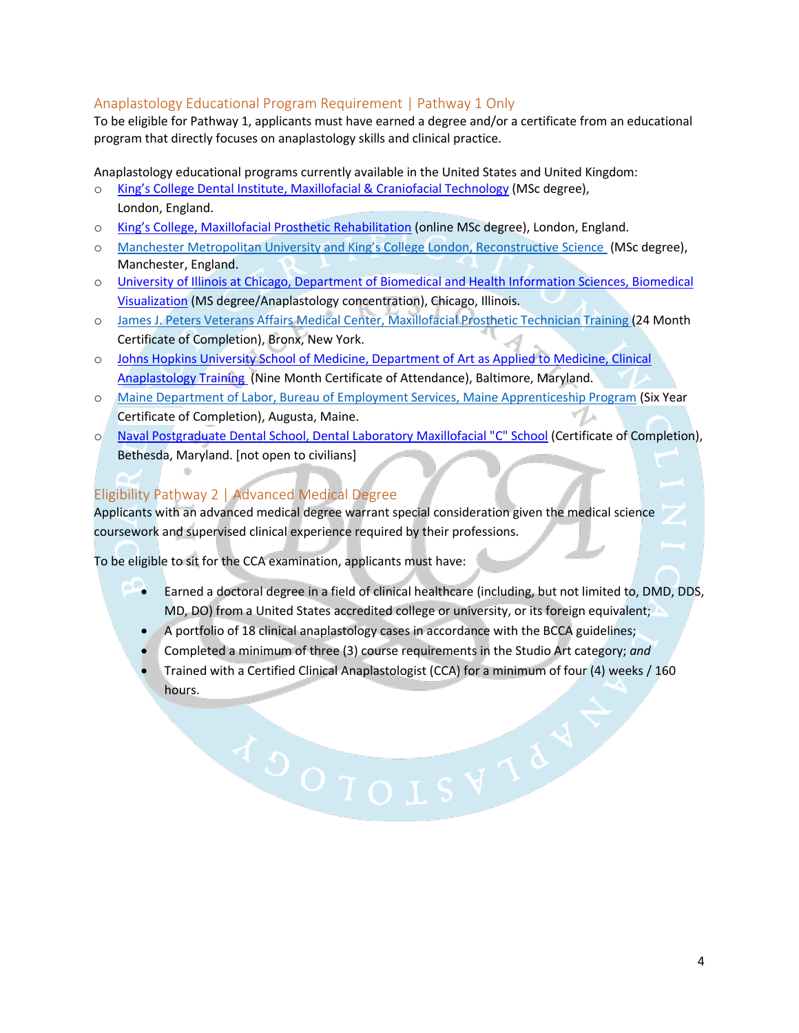## Anaplastology Educational Program Requirement | Pathway 1 Only

To be eligible for Pathway 1, applicants must have earned a degree and/or a certificate from an educational program that directly focuses on anaplastology skills and clinical practice.

Anaplastology educational programs currently available in the United States and United Kingdom:

- King's College Dental Institute, Maxillofacial & Craniofacial Technology (MSc degree), London, England.
- King's College, Maxillofacial Prosthetic Rehabilitation (online MSc degree), London, England.
- Manchester Metropolitan University and King's College London, Reconstructive Science (MSc degree), Manchester, England.
- University of Illinois at Chicago, Department of Biomedical and Health Information Sciences, Biomedical Visualization (MS degree/Anaplastology concentration), Chicago, Illinois.
- James J. Peters Veterans Affairs Medical Center, Maxillofacial Prosthetic Technician Training (24 Month Certificate of Completion), Bronx, New York.
- Johns Hopkins University School of Medicine, Department of Art as Applied to Medicine, Clinical Anaplastology Training (Nine Month Certificate of Attendance), Baltimore, Maryland.
- Maine Department of Labor, Bureau of Employment Services, Maine Apprenticeship Program (Six Year Certificate of Completion), Augusta, Maine.
- Naval Postgraduate Dental School, Dental Laboratory Maxillofacial "C" School (Certificate of Completion), Bethesda, Maryland. [not open to civilians]

## Eligibility Pathway 2 | Advanced Medical Degree

Applicants with an advanced medical degree warrant special consideration given the medical science coursework and supervised clinical experience required by their professions.

To be eligible to sit for the CCA examination, applicants must have:

- Earned a doctoral degree in a field of clinical healthcare (including, but not limited to, DMD, DDS, MD, DO) from a United States accredited college or university, or its foreign equivalent;
- A portfolio of 18 clinical anaplastology cases in accordance with the BCCA guidelines;
- Completed a minimum of three (3) course requirements in the Studio Art category; *and*
- Trained with a Certified Clinical Anaplastologist (CCA) for a minimum of four (4) weeks / 160 hours.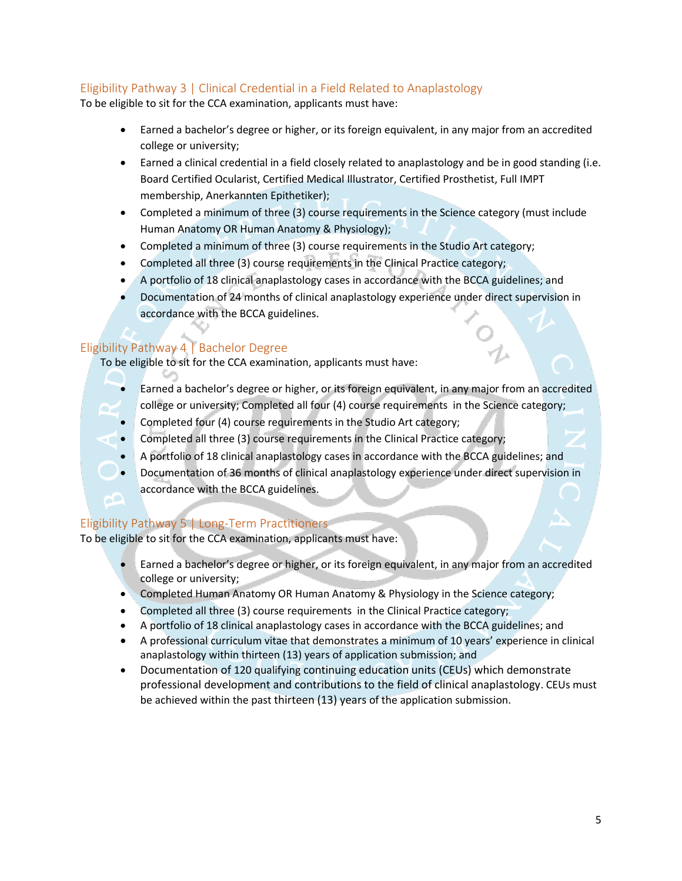## Eligibility Pathway 3 | Clinical Credential in a Field Related to Anaplastology

To be eligible to sit for the CCA examination, applicants must have:

- Earned a bachelor's degree or higher, or its foreign equivalent, in any major from an accredited college or university;
- Earned a clinical credential in a field closely related to anaplastology and be in good standing (i.e. Board Certified Ocularist, Certified Medical Illustrator, Certified Prosthetist, Full IMPT membership, Anerkannten Epithetiker);
- Completed a minimum of three (3) course requirements in the Science category (must include Human Anatomy OR Human Anatomy & Physiology);
- Completed a minimum of three (3) course requirements in the Studio Art category;
- Completed all three (3) course requirements in the Clinical Practice category;
- A portfolio of 18 clinical anaplastology cases in accordance with the BCCA guidelines; and
- Documentation of 24 months of clinical anaplastology experience under direct supervision in accordance with the BCCA guidelines.

## Eligibility Pathway 4 | Bachelor Degree

To be eligible to sit for the CCA examination, applicants must have:

- Earned a bachelor's degree or higher, or its foreign equivalent, in any major from an accredited college or university; Completed all four (4) course requirements in the Science category;
- Completed four (4) course requirements in the Studio Art category;
- Completed all three (3) course requirements in the Clinical Practice category;
- A portfolio of 18 clinical anaplastology cases in accordance with the BCCA guidelines; and
- Documentation of 36 months of clinical anaplastology experience under direct supervision in accordance with the BCCA guidelines.

## Eligibility Pathway 5 | Long-Term Practitioners

To be eligible to sit for the CCA examination, applicants must have:

- Earned a bachelor's degree or higher, or its foreign equivalent, in any major from an accredited college or university;
- Completed Human Anatomy OR Human Anatomy & Physiology in the Science category;
- Completed all three (3) course requirements in the Clinical Practice category;
- A portfolio of 18 clinical anaplastology cases in accordance with the BCCA guidelines; and
- A professional curriculum vitae that demonstrates a minimum of 10 years' experience in clinical anaplastology within thirteen (13) years of application submission; and
- Documentation of 120 qualifying continuing education units (CEUs) which demonstrate professional development and contributions to the field of clinical anaplastology. CEUs must be achieved within the past thirteen (13) years of the application submission.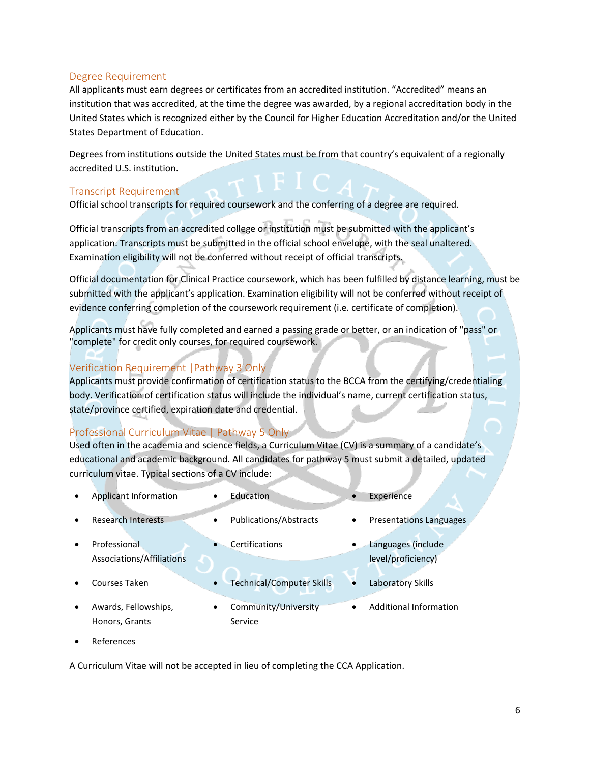## Degree Requirement

All applicants must earn degrees or certificates from an accredited institution. "Accredited" means an institution that was accredited, at the time the degree was awarded, by a regional accreditation body in the United States which is recognized either by the Council for Higher Education Accreditation and/or the United States Department of Education.

Degrees from institutions outside the United States must be from that country's equivalent of a regionally accredited U.S. institution.

## Transcript Requirement

Official school transcripts for required coursework and the conferring of a degree are required.

Official transcripts from an accredited college or institution must be submitted with the applicant's application. Transcripts must be submitted in the official school envelope, with the seal unaltered. Examination eligibility will not be conferred without receipt of official transcripts.

Official documentation for Clinical Practice coursework, which has been fulfilled by distance learning, must be submitted with the applicant's application. Examination eligibility will not be conferred without receipt of evidence conferring completion of the coursework requirement (i.e. certificate of completion).

Applicants must have fully completed and earned a passing grade or better, or an indication of "pass" or "complete" for credit only courses, for required coursework.

## Verification Requirement |Pathway 3 Only

Applicants must provide confirmation of certification status to the BCCA from the certifying/credentialing body. Verification of certification status will include the individual's name, current certification status, state/province certified, expiration date and credential.

## Professional Curriculum Vitae | Pathway 5 Only

Used often in the academia and science fields, a Curriculum Vitae (CV) is a summary of a candidate's educational and academic background. All candidates for pathway 5 must submit a detailed, updated curriculum vitae. Typical sections of a CV include:

- Applicant Information
- Education
- Experience
- Research Interests
- Publications/Abstracts
- Presentations Languages
- Professional Associations/Affiliations
- Certifications
- Languages (include level/proficiency)
- Courses Taken
- Technical/Computer Skills
- Laboratory Skills
- Awards, Fellowships, Honors, Grants
- Community/University Service
- Additional Information
- References

A Curriculum Vitae will not be accepted in lieu of completing the CCA Application.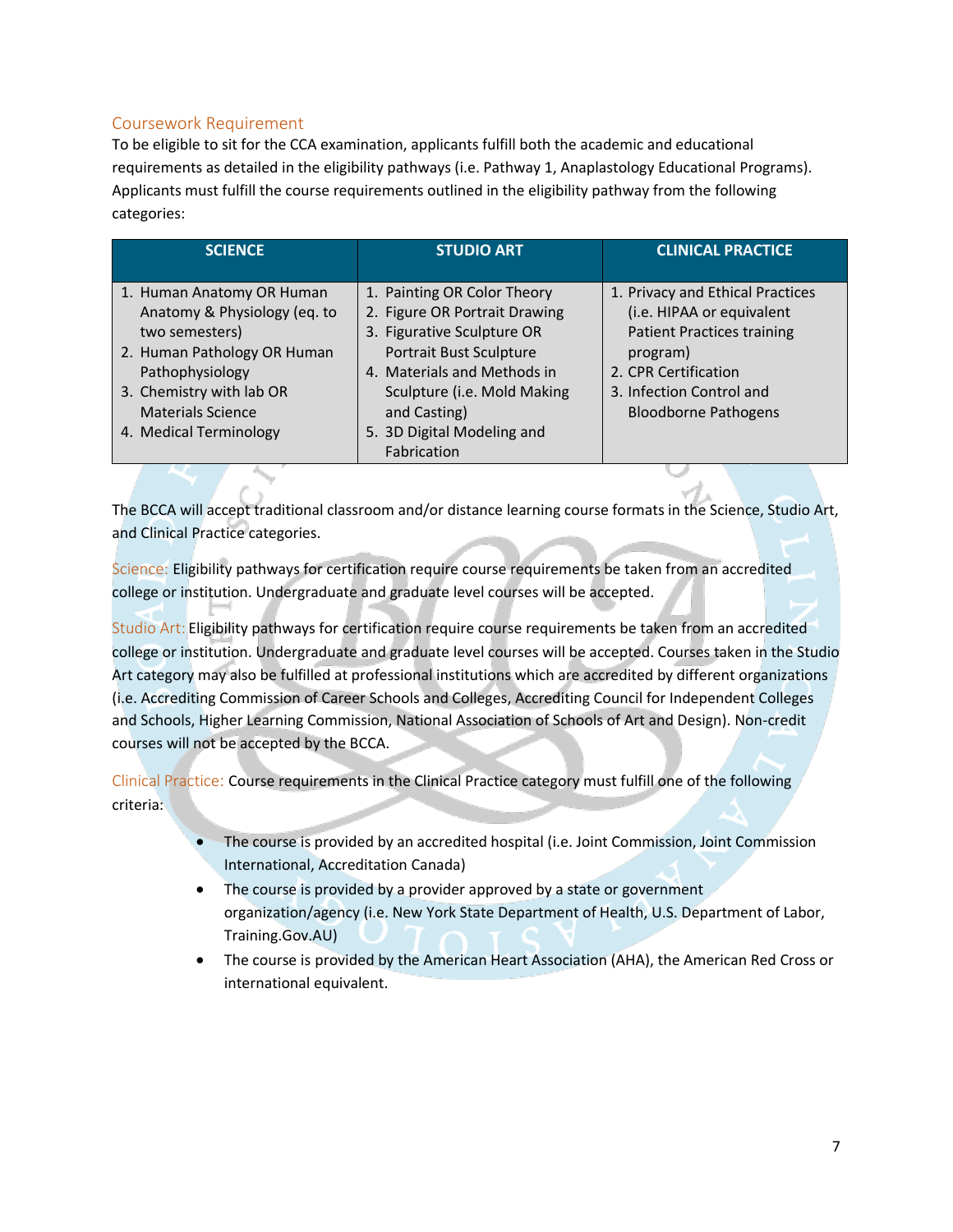## Coursework Requirement

To be eligible to sit for the CCA examination, applicants fulfill both the academic and educational requirements as detailed in the eligibility pathways (i.e. Pathway 1, Anaplastology Educational Programs). Applicants must fulfill the course requirements outlined in the eligibility pathway from the following categories:

| SCIENCE | STUDIO ART | CLINICAL PRACTICE |
|---|---|---|
| 1. Human Anatomy OR Human Anatomy & Physiology (eq. to two semesters)<br>2. Human Pathology OR Human Pathophysiology<br>3. Chemistry with lab OR Materials Science<br>4. Medical Terminology | 1. Painting OR Color Theory<br>2. Figure OR Portrait Drawing<br>3. Figurative Sculpture OR Portrait Bust Sculpture<br>4. Materials and Methods in Sculpture (i.e. Mold Making and Casting)<br>5. 3D Digital Modeling and Fabrication | 1. Privacy and Ethical Practices (i.e. HIPAA or equivalent Patient Practices training program)<br>2. CPR Certification<br>3. Infection Control and Bloodborne Pathogens |

The BCCA will accept traditional classroom and/or distance learning course formats in the Science, Studio Art, and Clinical Practice categories.

Science: Eligibility pathways for certification require course requirements be taken from an accredited college or institution. Undergraduate and graduate level courses will be accepted.

Studio Art: Eligibility pathways for certification require course requirements be taken from an accredited college or institution. Undergraduate and graduate level courses will be accepted. Courses taken in the Studio Art category may also be fulfilled at professional institutions which are accredited by different organizations (i.e. Accrediting Commission of Career Schools and Colleges, Accrediting Council for Independent Colleges and Schools, Higher Learning Commission, National Association of Schools of Art and Design). Non-credit courses will not be accepted by the BCCA.

Clinical Practice: Course requirements in the Clinical Practice category must fulfill one of the following criteria:

- The course is provided by an accredited hospital (i.e. Joint Commission, Joint Commission International, Accreditation Canada)
- The course is provided by a provider approved by a state or government organization/agency (i.e. New York State Department of Health, U.S. Department of Labor, Training.Gov.AU)
- The course is provided by the American Heart Association (AHA), the American Red Cross or international equivalent.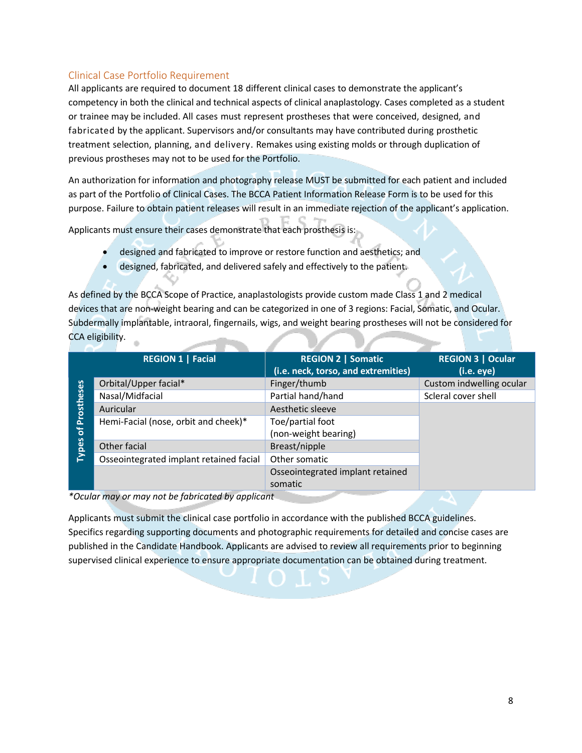## Clinical Case Portfolio Requirement

All applicants are required to document 18 different clinical cases to demonstrate the applicant's competency in both the clinical and technical aspects of clinical anaplastology. Cases completed as a student or trainee may be included. All cases must represent prostheses that were conceived, designed, and fabricated by the applicant. Supervisors and/or consultants may have contributed during prosthetic treatment selection, planning, and delivery. Remakes using existing molds or through duplication of previous prostheses may not to be used for the Portfolio.

An authorization for information and photography release MUST be submitted for each patient and included as part of the Portfolio of Clinical Cases. The BCCA Patient Information Release Form is to be used for this purpose. Failure to obtain patient releases will result in an immediate rejection of the applicant's application.

Applicants must ensure their cases demonstrate that each prosthesis is:

- designed and fabricated to improve or restore function and aesthetics; and
- designed, fabricated, and delivered safely and effectively to the patient.

As defined by the BCCA Scope of Practice, anaplastologists provide custom made Class 1 and 2 medical devices that are non-weight bearing and can be categorized in one of 3 regions: Facial, Somatic, and Ocular. Subdermally implantable, intraoral, fingernails, wigs, and weight bearing prostheses will not be considered for CCA eligibility.

| Types of Prostheses | REGION 1 \| Facial | REGION 2 \| Somatic (i.e. neck, torso, and extremities) | REGION 3 \| Ocular (i.e. eye) |
|---|---|---|---|
| | Orbital/Upper facial* | Finger/thumb | Custom indwelling ocular |
| | Nasal/Midfacial | Partial hand/hand | Scleral cover shell |
| | Auricular | Aesthetic sleeve | |
| | Hemi-Facial (nose, orbit and cheek)* | Toe/partial foot (non-weight bearing) | |
| | Other facial | Breast/nipple | |
| | Osseointegrated implant retained facial | Other somatic | |
| | | Osseointegrated implant retained somatic | |

*\*Ocular may or may not be fabricated by applicant*

Applicants must submit the clinical case portfolio in accordance with the published BCCA guidelines. Specifics regarding supporting documents and photographic requirements for detailed and concise cases are published in the Candidate Handbook. Applicants are advised to review all requirements prior to beginning supervised clinical experience to ensure appropriate documentation can be obtained during treatment.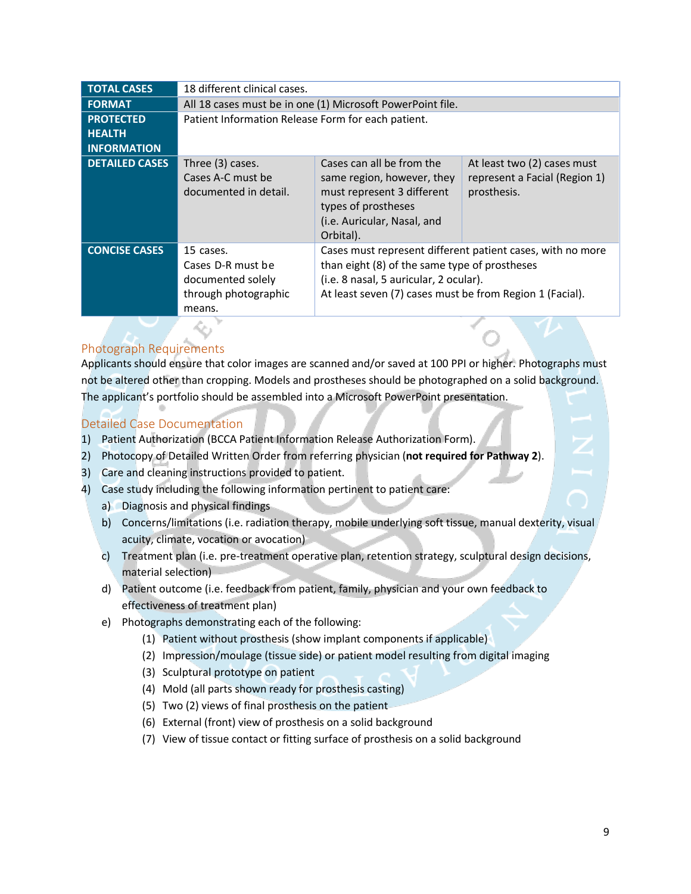| TOTAL CASES | 18 different clinical cases. | | |
|---|---|---|---|
| FORMAT | All 18 cases must be in one (1) Microsoft PowerPoint file. | | |
| PROTECTED HEALTH INFORMATION | Patient Information Release Form for each patient. | | |
| DETAILED CASES | Three (3) cases. Cases A-C must be documented in detail. | Cases can all be from the same region, however, they must represent 3 different types of prostheses (i.e. Auricular, Nasal, and Orbital). | At least two (2) cases must represent a Facial (Region 1) prosthesis. |
| CONCISE CASES | 15 cases. Cases D-R must be documented solely through photographic means. | Cases must represent different patient cases, with no more than eight (8) of the same type of prostheses (i.e. 8 nasal, 5 auricular, 2 ocular). At least seven (7) cases must be from Region 1 (Facial). | |

## Photograph Requirements

Applicants should ensure that color images are scanned and/or saved at 100 PPI or higher. Photographs must not be altered other than cropping. Models and prostheses should be photographed on a solid background. The applicant's portfolio should be assembled into a Microsoft PowerPoint presentation.

## Detailed Case Documentation

1) Patient Authorization (BCCA Patient Information Release Authorization Form).
2) Photocopy of Detailed Written Order from referring physician (**not required for Pathway 2**).
3) Care and cleaning instructions provided to patient.
4) Case study including the following information pertinent to patient care:
   a) Diagnosis and physical findings
   b) Concerns/limitations (i.e. radiation therapy, mobile underlying soft tissue, manual dexterity, visual acuity, climate, vocation or avocation)
   c) Treatment plan (i.e. pre-treatment operative plan, retention strategy, sculptural design decisions, material selection)
   d) Patient outcome (i.e. feedback from patient, family, physician and your own feedback to effectiveness of treatment plan)
   e) Photographs demonstrating each of the following:
      (1) Patient without prosthesis (show implant components if applicable)
      (2) Impression/moulage (tissue side) or patient model resulting from digital imaging
      (3) Sculptural prototype on patient
      (4) Mold (all parts shown ready for prosthesis casting)
      (5) Two (2) views of final prosthesis on the patient
      (6) External (front) view of prosthesis on a solid background
      (7) View of tissue contact or fitting surface of prosthesis on a solid background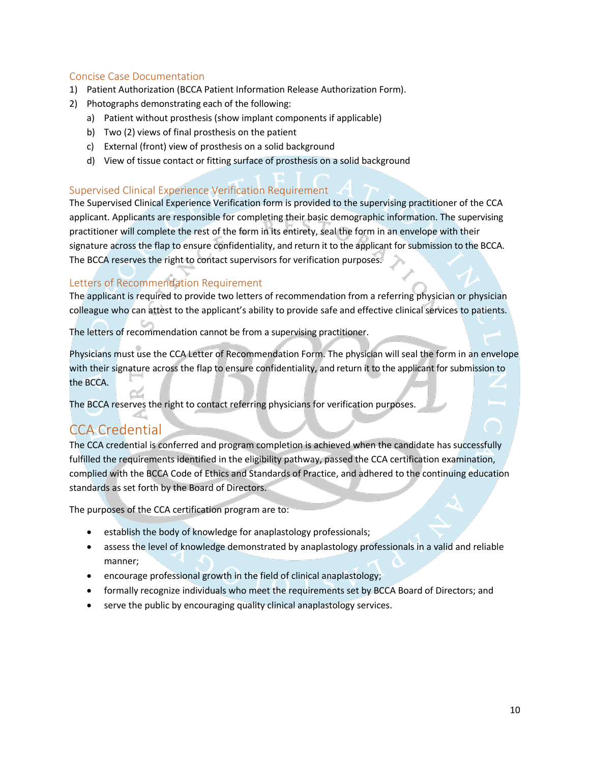### Concise Case Documentation

1) Patient Authorization (BCCA Patient Information Release Authorization Form).
2) Photographs demonstrating each of the following:
   a) Patient without prosthesis (show implant components if applicable)
   b) Two (2) views of final prosthesis on the patient
   c) External (front) view of prosthesis on a solid background
   d) View of tissue contact or fitting surface of prosthesis on a solid background

### Supervised Clinical Experience Verification Requirement

The Supervised Clinical Experience Verification form is provided to the supervising practitioner of the CCA applicant. Applicants are responsible for completing their basic demographic information. The supervising practitioner will complete the rest of the form in its entirety, seal the form in an envelope with their signature across the flap to ensure confidentiality, and return it to the applicant for submission to the BCCA. The BCCA reserves the right to contact supervisors for verification purposes.

### Letters of Recommendation Requirement

The applicant is required to provide two letters of recommendation from a referring physician or physician colleague who can attest to the applicant's ability to provide safe and effective clinical services to patients.

The letters of recommendation cannot be from a supervising practitioner.

Physicians must use the CCA Letter of Recommendation Form. The physician will seal the form in an envelope with their signature across the flap to ensure confidentiality, and return it to the applicant for submission to the BCCA.

The BCCA reserves the right to contact referring physicians for verification purposes.

## CCA Credential

The CCA credential is conferred and program completion is achieved when the candidate has successfully fulfilled the requirements identified in the eligibility pathway, passed the CCA certification examination, complied with the BCCA Code of Ethics and Standards of Practice, and adhered to the continuing education standards as set forth by the Board of Directors.

The purposes of the CCA certification program are to:

- establish the body of knowledge for anaplastology professionals;
- assess the level of knowledge demonstrated by anaplastology professionals in a valid and reliable manner;
- encourage professional growth in the field of clinical anaplastology;
- formally recognize individuals who meet the requirements set by BCCA Board of Directors; and
- serve the public by encouraging quality clinical anaplastology services.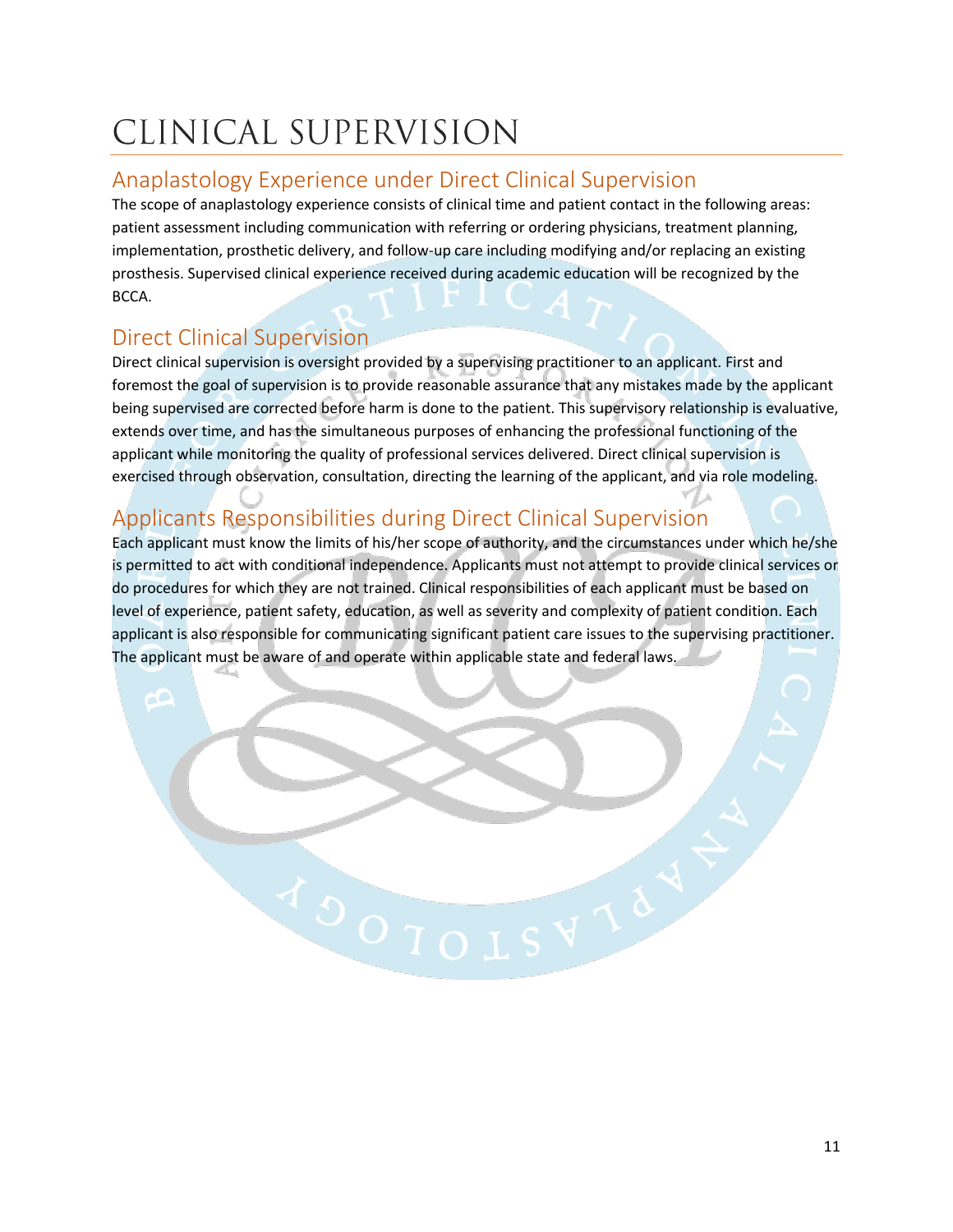# CLINICAL SUPERVISION

## Anaplastology Experience under Direct Clinical Supervision

The scope of anaplastology experience consists of clinical time and patient contact in the following areas: patient assessment including communication with referring or ordering physicians, treatment planning, implementation, prosthetic delivery, and follow-up care including modifying and/or replacing an existing prosthesis. Supervised clinical experience received during academic education will be recognized by the BCCA.

## Direct Clinical Supervision

Direct clinical supervision is oversight provided by a supervising practitioner to an applicant. First and foremost the goal of supervision is to provide reasonable assurance that any mistakes made by the applicant being supervised are corrected before harm is done to the patient. This supervisory relationship is evaluative, extends over time, and has the simultaneous purposes of enhancing the professional functioning of the applicant while monitoring the quality of professional services delivered. Direct clinical supervision is exercised through observation, consultation, directing the learning of the applicant, and via role modeling.

## Applicants Responsibilities during Direct Clinical Supervision

Each applicant must know the limits of his/her scope of authority, and the circumstances under which he/she is permitted to act with conditional independence. Applicants must not attempt to provide clinical services or do procedures for which they are not trained. Clinical responsibilities of each applicant must be based on level of experience, patient safety, education, as well as severity and complexity of patient condition. Each applicant is also responsible for communicating significant patient care issues to the supervising practitioner. The applicant must be aware of and operate within applicable state and federal laws.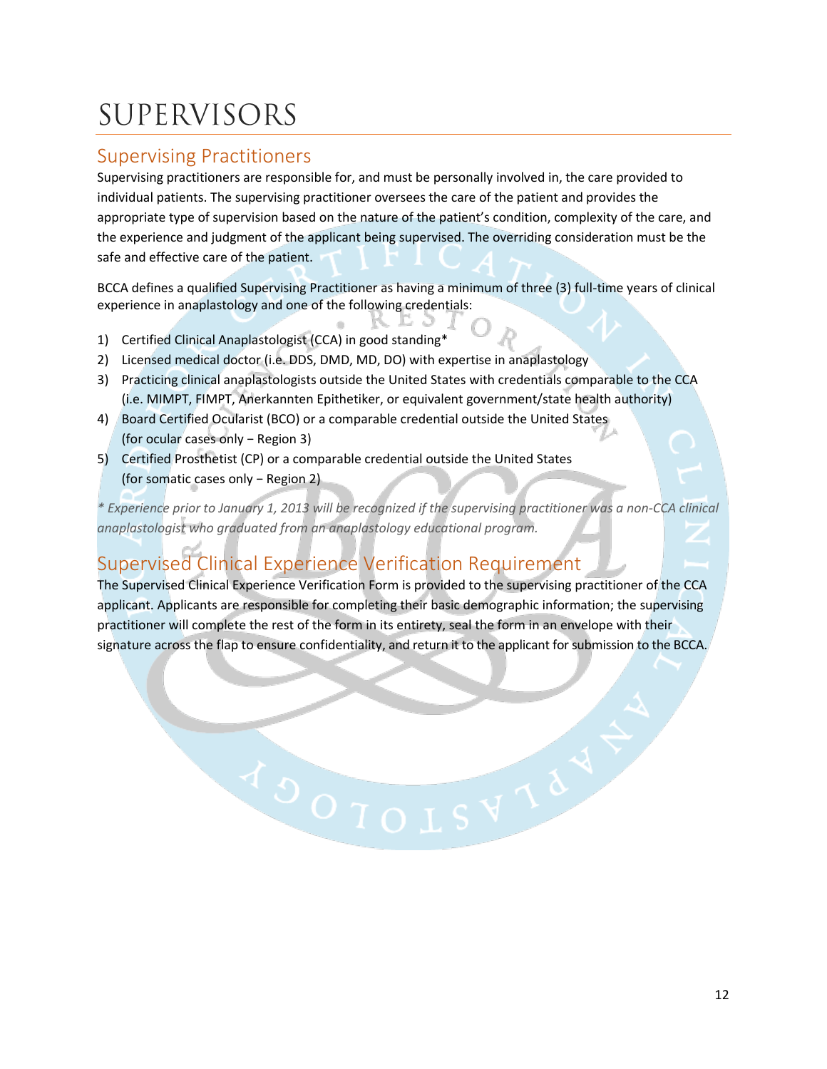# SUPERVISORS

## Supervising Practitioners

Supervising practitioners are responsible for, and must be personally involved in, the care provided to individual patients. The supervising practitioner oversees the care of the patient and provides the appropriate type of supervision based on the nature of the patient's condition, complexity of the care, and the experience and judgment of the applicant being supervised. The overriding consideration must be the safe and effective care of the patient.

BCCA defines a qualified Supervising Practitioner as having a minimum of three (3) full-time years of clinical experience in anaplastology and one of the following credentials:

1) Certified Clinical Anaplastologist (CCA) in good standing*
2) Licensed medical doctor (i.e. DDS, DMD, MD, DO) with expertise in anaplastology
3) Practicing clinical anaplastologists outside the United States with credentials comparable to the CCA (i.e. MIMPT, FIMPT, Anerkannten Epithetiker, or equivalent government/state health authority)
4) Board Certified Ocularist (BCO) or a comparable credential outside the United States (for ocular cases only − Region 3)
5) Certified Prosthetist (CP) or a comparable credential outside the United States (for somatic cases only − Region 2)

*\* Experience prior to January 1, 2013 will be recognized if the supervising practitioner was a non-CCA clinical anaplastologist who graduated from an anaplastology educational program.*

## Supervised Clinical Experience Verification Requirement

The Supervised Clinical Experience Verification Form is provided to the supervising practitioner of the CCA applicant. Applicants are responsible for completing their basic demographic information; the supervising practitioner will complete the rest of the form in its entirety, seal the form in an envelope with their signature across the flap to ensure confidentiality, and return it to the applicant for submission to the BCCA.